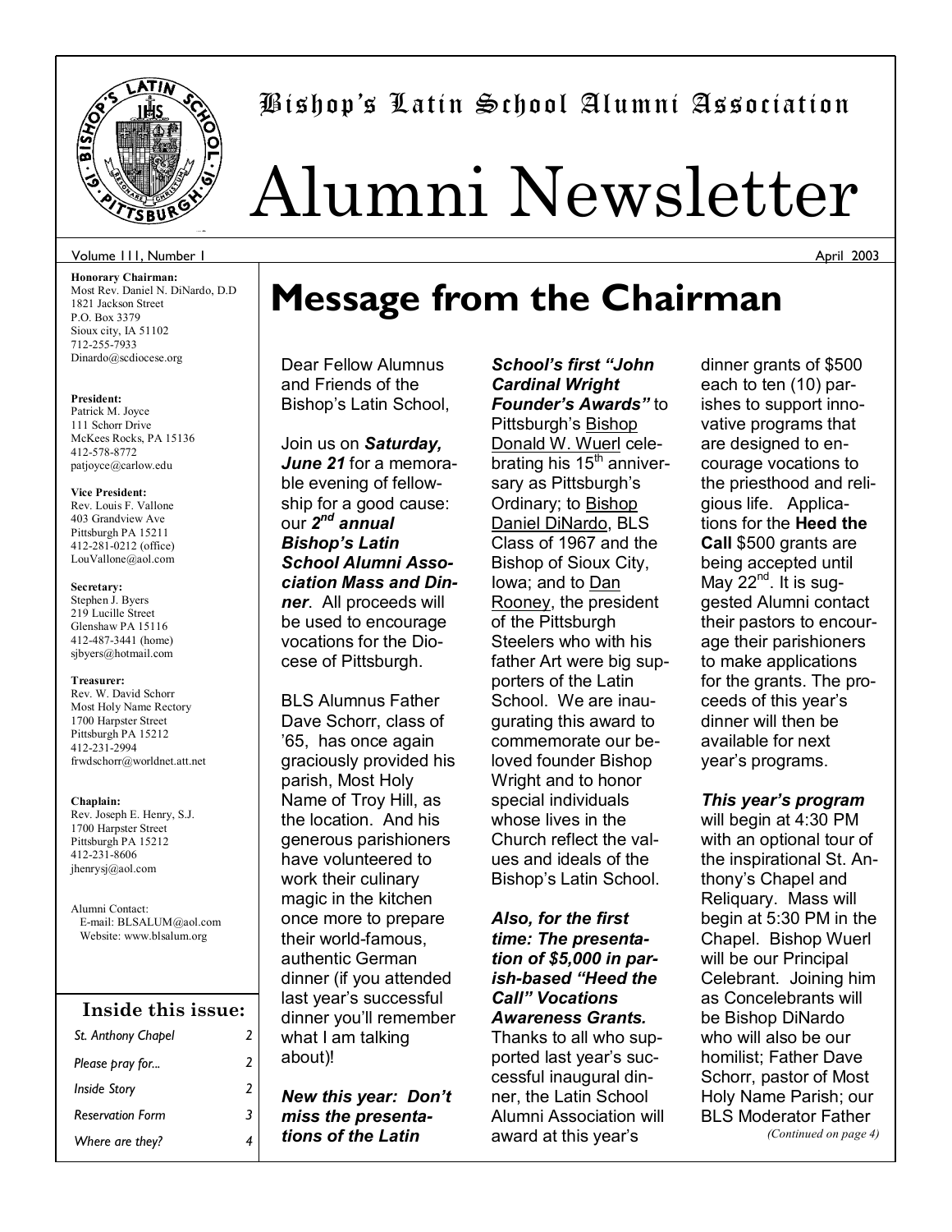# Bishop's Latin School Alumni Association

# Alumni Newsletter

Volume 111, Number 1 — April 2003

**Honorary Chairman:**
Most Rev. Daniel N. DiNardo, D.D
1821 Jackson Street
P.O. Box 3379
Sioux city, IA 51102
712-255-7933
Dinardo@scdiocese.org

**President:**
Patrick M. Joyce
111 Schorr Drive
McKees Rocks, PA 15136
412-578-8772
patjoyce@carlow.edu

**Vice President:**
Rev. Louis F. Vallone
403 Grandview Ave
Pittsburgh PA 15211
412-281-0212 (office)
LouVallone@aol.com

**Secretary:**
Stephen J. Byers
219 Lucille Street
Glenshaw PA 15116
412-487-3441 (home)
sjbyers@hotmail.com

**Treasurer:**
Rev. W. David Schorr
Most Holy Name Rectory
1700 Harpster Street
Pittsburgh PA 15212
412-231-2994
frwdschorr@worldnet.att.net

**Chaplain:**
Rev. Joseph E. Henry, S.J.
1700 Harpster Street
Pittsburgh PA 15212
412-231-8606
jhenrysj@aol.com

Alumni Contact:
E-mail: BLSALUM@aol.com
Website: www.blsalum.org

### Inside this issue:

| | |
|---|---|
| *St. Anthony Chapel* | 2 |
| *Please pray for...* | 2 |
| *Inside Story* | 2 |
| *Reservation Form* | 3 |
| *Where are they?* | 4 |

# Message from the Chairman

Dear Fellow Alumnus and Friends of the Bishop's Latin School,

Join us on ***Saturday, June 21*** for a memorable evening of fellowship for a good cause: our ***2nd annual Bishop's Latin School Alumni Association Mass and Dinner***. All proceeds will be used to encourage vocations for the Diocese of Pittsburgh.

BLS Alumnus Father Dave Schorr, class of '65, has once again graciously provided his parish, Most Holy Name of Troy Hill, as the location. And his generous parishioners have volunteered to work their culinary magic in the kitchen once more to prepare their world-famous, authentic German dinner (if you attended last year's successful dinner you'll remember what I am talking about)!

***New this year: Don't miss the presentations of the Latin School's first "John Cardinal Wright Founder's Awards"*** to Pittsburgh's Bishop Donald W. Wuerl celebrating his 15th anniversary as Pittsburgh's Ordinary; to Bishop Daniel DiNardo, BLS Class of 1967 and the Bishop of Sioux City, Iowa; and to Dan Rooney, the president of the Pittsburgh Steelers who with his father Art were big supporters of the Latin School. We are inaugurating this award to commemorate our beloved founder Bishop Wright and to honor special individuals whose lives in the Church reflect the values and ideals of the Bishop's Latin School.

***Also, for the first time: The presentation of $5,000 in parish-based "Heed the Call" Vocations Awareness Grants.*** Thanks to all who supported last year's successful inaugural dinner, the Latin School Alumni Association will award at this year's dinner grants of $500 each to ten (10) parishes to support innovative programs that are designed to encourage vocations to the priesthood and religious life. Applications for the **Heed the Call** $500 grants are being accepted until May 22nd. It is suggested Alumni contact their pastors to encourage their parishioners to make applications for the grants. The proceeds of this year's dinner will then be available for next year's programs.

***This year's program*** will begin at 4:30 PM with an optional tour of the inspirational St. Anthony's Chapel and Reliquary. Mass will begin at 5:30 PM in the Chapel. Bishop Wuerl will be our Principal Celebrant. Joining him as Concelebrants will be Bishop DiNardo who will also be our homilist; Father Dave Schorr, pastor of Most Holy Name Parish; our BLS Moderator Father

*(Continued on page 4)*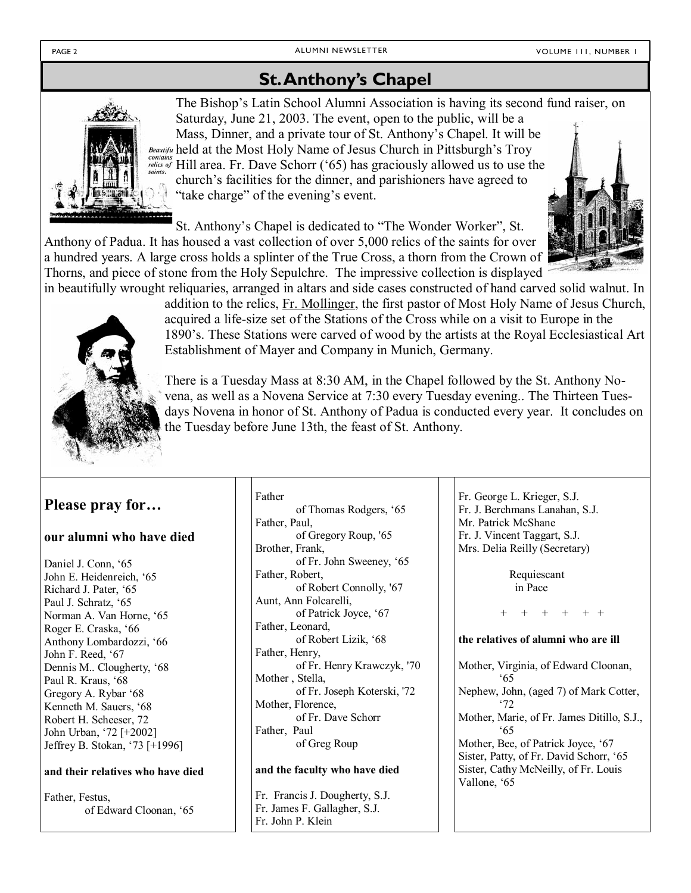## St. Anthony's Chapel

The Bishop's Latin School Alumni Association is having its second fund raiser, on Saturday, June 21, 2003. The event, open to the public, will be a Mass, Dinner, and a private tour of St. Anthony's Chapel. It will be held at the Most Holy Name of Jesus Church in Pittsburgh's Troy Hill area. Fr. Dave Schorr ('65) has graciously allowed us to use the church's facilities for the dinner, and parishioners have agreed to "take charge" of the evening's event.

St. Anthony's Chapel is dedicated to "The Wonder Worker", St. Anthony of Padua. It has housed a vast collection of over 5,000 relics of the saints for over a hundred years. A large cross holds a splinter of the True Cross, a thorn from the Crown of Thorns, and piece of stone from the Holy Sepulchre. The impressive collection is displayed in beautifully wrought reliquaries, arranged in altars and side cases constructed of hand carved solid walnut. In addition to the relics, Fr. Mollinger, the first pastor of Most Holy Name of Jesus Church, acquired a life-size set of the Stations of the Cross while on a visit to Europe in the 1890's. These Stations were carved of wood by the artists at the Royal Ecclesiastical Art Establishment of Mayer and Company in Munich, Germany.

There is a Tuesday Mass at 8:30 AM, in the Chapel followed by the St. Anthony Novena, as well as a Novena Service at 7:30 every Tuesday evening.. The Thirteen Tuesdays Novena in honor of St. Anthony of Padua is conducted every year. It concludes on the Tuesday before June 13th, the feast of St. Anthony.

## Please pray for…

### our alumni who have died

Daniel J. Conn, '65
John E. Heidenreich, '65
Richard J. Pater, '65
Paul J. Schratz, '65
Norman A. Van Horne, '65
Roger E. Craska, '66
Anthony Lombardozzi, '66
John F. Reed, '67
Dennis M.. Clougherty, '68
Paul R. Kraus, '68
Gregory A. Rybar '68
Kenneth M. Sauers, '68
Robert H. Scheeser, 72
John Urban, '72 [+2002]
Jeffrey B. Stokan, '73 [+1996]

**and their relatives who have died**

Father, Festus,
of Edward Cloonan, '65
Father
of Thomas Rodgers, '65
Father, Paul,
of Gregory Roup, '65
Brother, Frank,
of Fr. John Sweeney, '65
Father, Robert,
of Robert Connolly, '67
Aunt, Ann Folcarelli,
of Patrick Joyce, '67
Father, Leonard,
of Robert Lizik, '68
Father, Henry,
of Fr. Henry Krawczyk, '70
Mother , Stella,
of Fr. Joseph Koterski, '72
Mother, Florence,
of Fr. Dave Schorr
Father, Paul
of Greg Roup

**and the faculty who have died**

Fr. Francis J. Dougherty, S.J.
Fr. James F. Gallagher, S.J.
Fr. John P. Klein
Fr. George L. Krieger, S.J.
Fr. J. Berchmans Lanahan, S.J.
Mr. Patrick McShane
Fr. J. Vincent Taggart, S.J.
Mrs. Delia Reilly (Secretary)

Requiescant in Pace

\+ + + + + +

**the relatives of alumni who are ill**

Mother, Virginia, of Edward Cloonan, '65
Nephew, John, (aged 7) of Mark Cotter, '72
Mother, Marie, of Fr. James Ditillo, S.J., '65
Mother, Bee, of Patrick Joyce, '67
Sister, Patty, of Fr. David Schorr, '65
Sister, Cathy McNeilly, of Fr. Louis Vallone, '65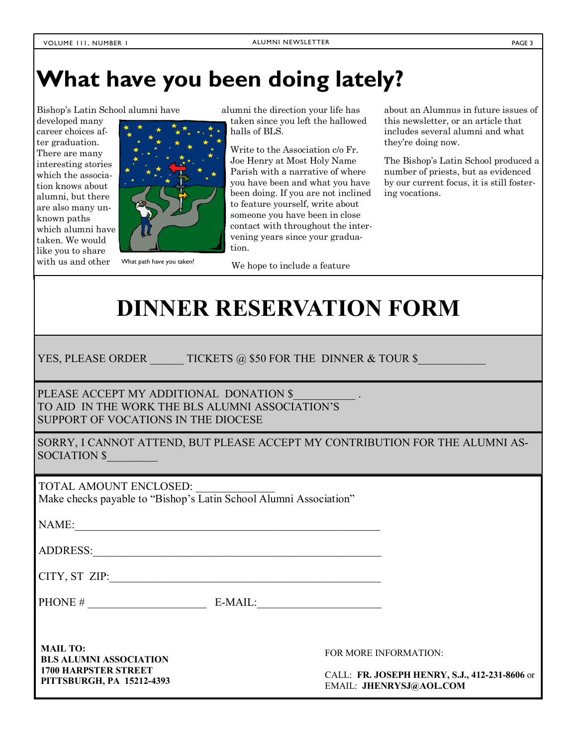# What have you been doing lately?

Bishop's Latin School alumni have developed many career choices after graduation. There are many interesting stories which the association knows about alumni, but there are also many unknown paths which alumni have taken. We would like you to share with us and other alumni the direction your life has taken since you left the hallowed halls of BLS.

What path have you taken?

Write to the Association c/o Fr. Joe Henry at Most Holy Name Parish with a narrative of where you have been and what you have been doing. If you are not inclined to feature yourself, write about someone you have been in close contact with throughout the intervening years since your graduation.

We hope to include a feature about an Alumnus in future issues of this newsletter, or an article that includes several alumni and what they're doing now.

The Bishop's Latin School produced a number of priests, but as evidenced by our current focus, it is still fostering vocations.

# DINNER RESERVATION FORM

YES, PLEASE ORDER ______ TICKETS @ $50 FOR THE DINNER & TOUR $____________

PLEASE ACCEPT MY ADDITIONAL DONATION $__________ .
TO AID IN THE WORK THE BLS ALUMNI ASSOCIATION'S
SUPPORT OF VOCATIONS IN THE DIOCESE

SORRY, I CANNOT ATTEND, BUT PLEASE ACCEPT MY CONTRIBUTION FOR THE ALUMNI ASSOCIATION $_________

TOTAL AMOUNT ENCLOSED: _____________
Make checks payable to "Bishop's Latin School Alumni Association"

NAME:_______________________________________________________

ADDRESS:____________________________________________________

CITY, ST ZIP:_________________________________________________

PHONE # ______________________ E-MAIL:______________________

**MAIL TO:**
**BLS ALUMNI ASSOCIATION**
**1700 HARPSTER STREET**
**PITTSBURGH, PA 15212-4393**

FOR MORE INFORMATION:

CALL: **FR. JOSEPH HENRY, S.J., 412-231-8606** or
EMAIL: **JHENRYSJ@AOL.COM**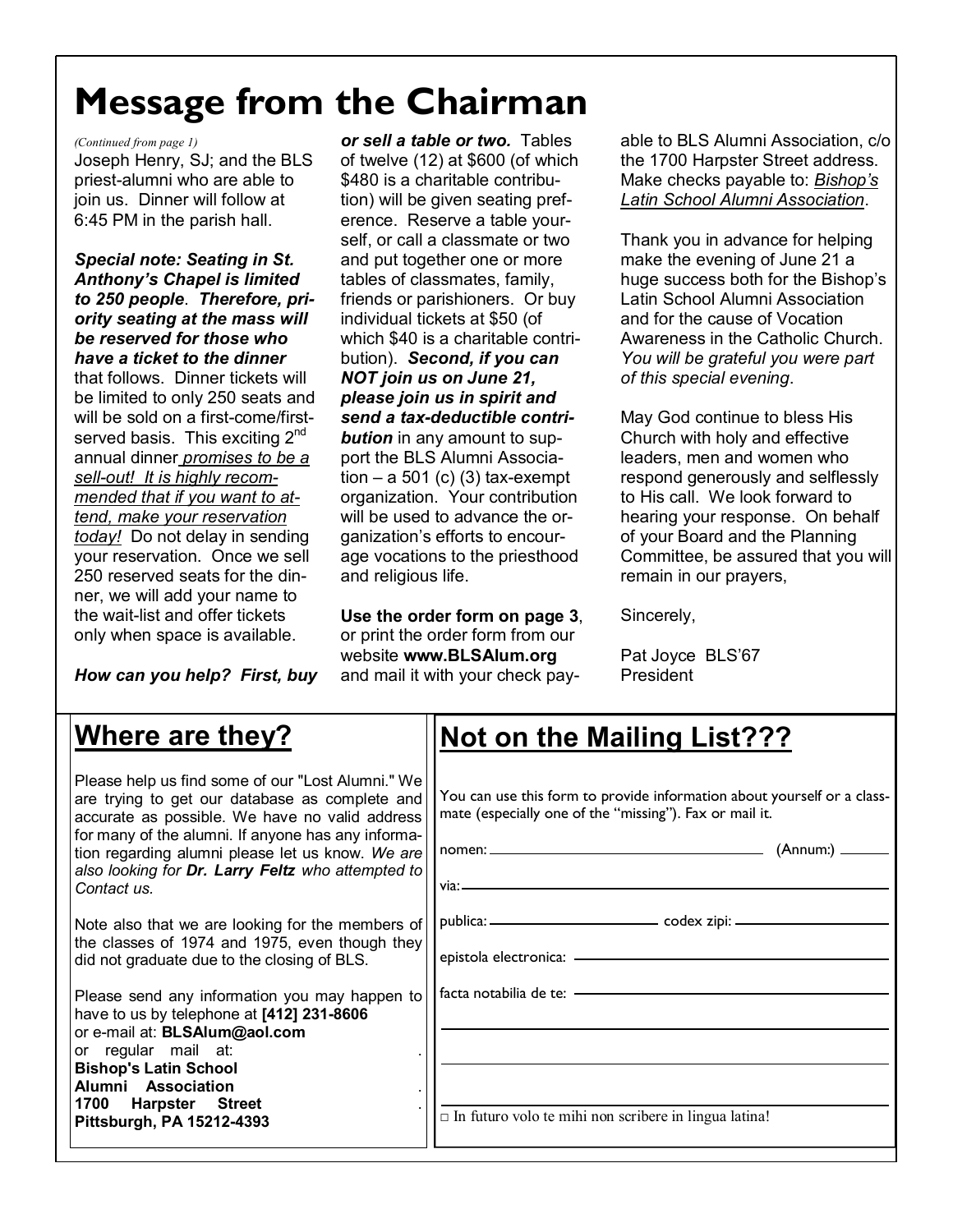# Message from the Chairman

*(Continued from page 1)*

Joseph Henry, SJ; and the BLS priest-alumni who are able to join us. Dinner will follow at 6:45 PM in the parish hall.

***Special note: Seating in St. Anthony's Chapel is limited to 250 people***. ***Therefore, priority seating at the mass will be reserved for those who have a ticket to the dinner*** that follows. Dinner tickets will be limited to only 250 seats and will be sold on a first-come/first-served basis. This exciting 2nd annual dinner *promises to be a sell-out! It is highly recommended that if you want to attend, make your reservation today!* Do not delay in sending your reservation. Once we sell 250 reserved seats for the dinner, we will add your name to the wait-list and offer tickets only when space is available.

***How can you help? First, buy or sell a table or two.*** Tables of twelve (12) at $600 (of which $480 is a charitable contribution) will be given seating preference. Reserve a table yourself, or call a classmate or two and put together one or more tables of classmates, family, friends or parishioners. Or buy individual tickets at $50 (of which $40 is a charitable contribution). ***Second, if you can NOT join us on June 21, please join us in spirit and send a tax-deductible contribution*** in any amount to support the BLS Alumni Association – a 501 (c) (3) tax-exempt organization. Your contribution will be used to advance the organization's efforts to encourage vocations to the priesthood and religious life.

**Use the order form on page 3**, or print the order form from our website **www.BLSAlum.org** and mail it with your check payable to BLS Alumni Association, c/o the 1700 Harpster Street address. Make checks payable to: *Bishop's Latin School Alumni Association*.

Thank you in advance for helping make the evening of June 21 a huge success both for the Bishop's Latin School Alumni Association and for the cause of Vocation Awareness in the Catholic Church. *You will be grateful you were part of this special evening*.

May God continue to bless His Church with holy and effective leaders, men and women who respond generously and selflessly to His call. We look forward to hearing your response. On behalf of your Board and the Planning Committee, be assured that you will remain in our prayers,

Sincerely,

Pat Joyce BLS'67
President

## Where are they?

Please help us find some of our "Lost Alumni." We are trying to get our database as complete and accurate as possible. We have no valid address for many of the alumni. If anyone has any information regarding alumni please let us know. *We are also looking for **Dr. Larry Feltz** who attempted to Contact us.*

Note also that we are looking for the members of the classes of 1974 and 1975, even though they did not graduate due to the closing of BLS.

Please send any information you may happen to have to us by telephone at **[412] 231-8606**
or e-mail at: **BLSAlum@aol.com**
or regular mail at:
**Bishop's Latin School**
**Alumni Association**
**1700 Harpster Street**
**Pittsburgh, PA 15212-4393**

## Not on the Mailing List???

You can use this form to provide information about yourself or a classmate (especially one of the "missing"). Fax or mail it.

nomen: ______________________ (Annum:) ______

via: ______________________

publica: ______________ codex zipi: ______________

epistola electronica: ______________________

facta notabilia de te: ______________________

□ In futuro volo te mihi non scribere in lingua latina!